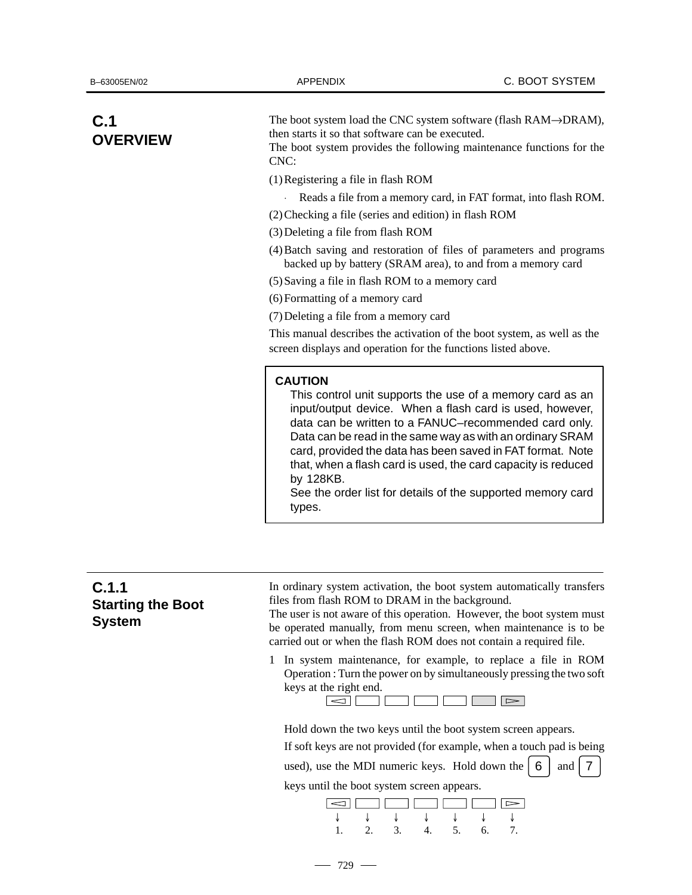## C.1 OVERVIEW

The boot system load the CNC system software (flash RAM→DRAM), then starts it so that software can be executed.
The boot system provides the following maintenance functions for the CNC:

(1) Registering a file in flash ROM

- Reads a file from a memory card, in FAT format, into flash ROM.

(2) Checking a file (series and edition) in flash ROM

(3) Deleting a file from flash ROM

(4) Batch saving and restoration of files of parameters and programs backed up by battery (SRAM area), to and from a memory card

(5) Saving a file in flash ROM to a memory card

(6) Formatting of a memory card

(7) Deleting a file from a memory card

This manual describes the activation of the boot system, as well as the screen displays and operation for the functions listed above.

> **CAUTION**
> This control unit supports the use of a memory card as an input/output device. When a flash card is used, however, data can be written to a FANUC–recommended card only. Data can be read in the same way as with an ordinary SRAM card, provided the data has been saved in FAT format. Note that, when a flash card is used, the card capacity is reduced by 128KB.
> See the order list for details of the supported memory card types.

### C.1.1 Starting the Boot System

In ordinary system activation, the boot system automatically transfers files from flash ROM to DRAM in the background.
The user is not aware of this operation. However, the boot system must be operated manually, from menu screen, when maintenance is to be carried out or when the flash ROM does not contain a required file.

1 In system maintenance, for example, to replace a file in ROM
Operation : Turn the power on by simultaneously pressing the two soft keys at the right end.

[◁] [ ] [ ] [ ] [ ] [ ] [▷]

Hold down the two keys until the boot system screen appears.

If soft keys are not provided (for example, when a touch pad is being used), use the MDI numeric keys. Hold down the [6] and [7] keys until the boot system screen appears.

| ◁ | | | | | | ▷ |
|---|---|---|---|---|---|---|
| ↓ | ↓ | ↓ | ↓ | ↓ | ↓ | ↓ |
| 1. | 2. | 3. | 4. | 5. | 6. | 7. |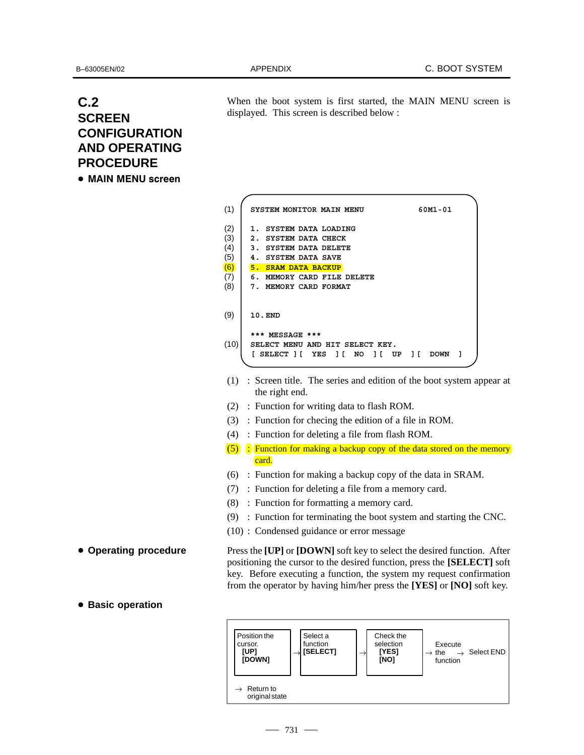## C.2 SCREEN CONFIGURATION AND OPERATING PROCEDURE

**• MAIN MENU screen**

When the boot system is first started, the MAIN MENU screen is displayed. This screen is described below :

```
(1)   SYSTEM MONITOR MAIN MENU              60M1-01

(2)   1. SYSTEM DATA LOADING
(3)   2. SYSTEM DATA CHECK
(4)   3. SYSTEM DATA DELETE
(5)   4. SYSTEM DATA SAVE
(6)   5. SRAM DATA BACKUP
(7)   6. MEMORY CARD FILE DELETE
(8)   7. MEMORY CARD FORMAT

(9)   10.END

      *** MESSAGE ***
(10)  SELECT MENU AND HIT SELECT KEY.
      [ SELECT ][  YES  ][  NO  ][  UP  ][  DOWN  ]
```

(1) : Screen title. The series and edition of the boot system appear at the right end.

(2) : Function for writing data to flash ROM.

(3) : Function for checing the edition of a file in ROM.

(4) : Function for deleting a file from flash ROM.

(5) : Function for making a backup copy of the data stored on the memory card.

(6) : Function for making a backup copy of the data in SRAM.

(7) : Function for deleting a file from a memory card.

(8) : Function for formatting a memory card.

(9) : Function for terminating the boot system and starting the CNC.

(10) : Condensed guidance or error message

**• Operating procedure**

Press the **[UP]** or **[DOWN]** soft key to select the desired function. After positioning the cursor to the desired function, press the **[SELECT]** soft key. Before executing a function, the system my request confirmation from the operator by having him/her press the **[YES]** or **[NO]** soft key.

**• Basic operation**

Position the cursor. **[UP]** **[DOWN]** → Select a function **[SELECT]** → Check the selection **[YES]** **[NO]** → Execute the function → Select END

→ Return to original state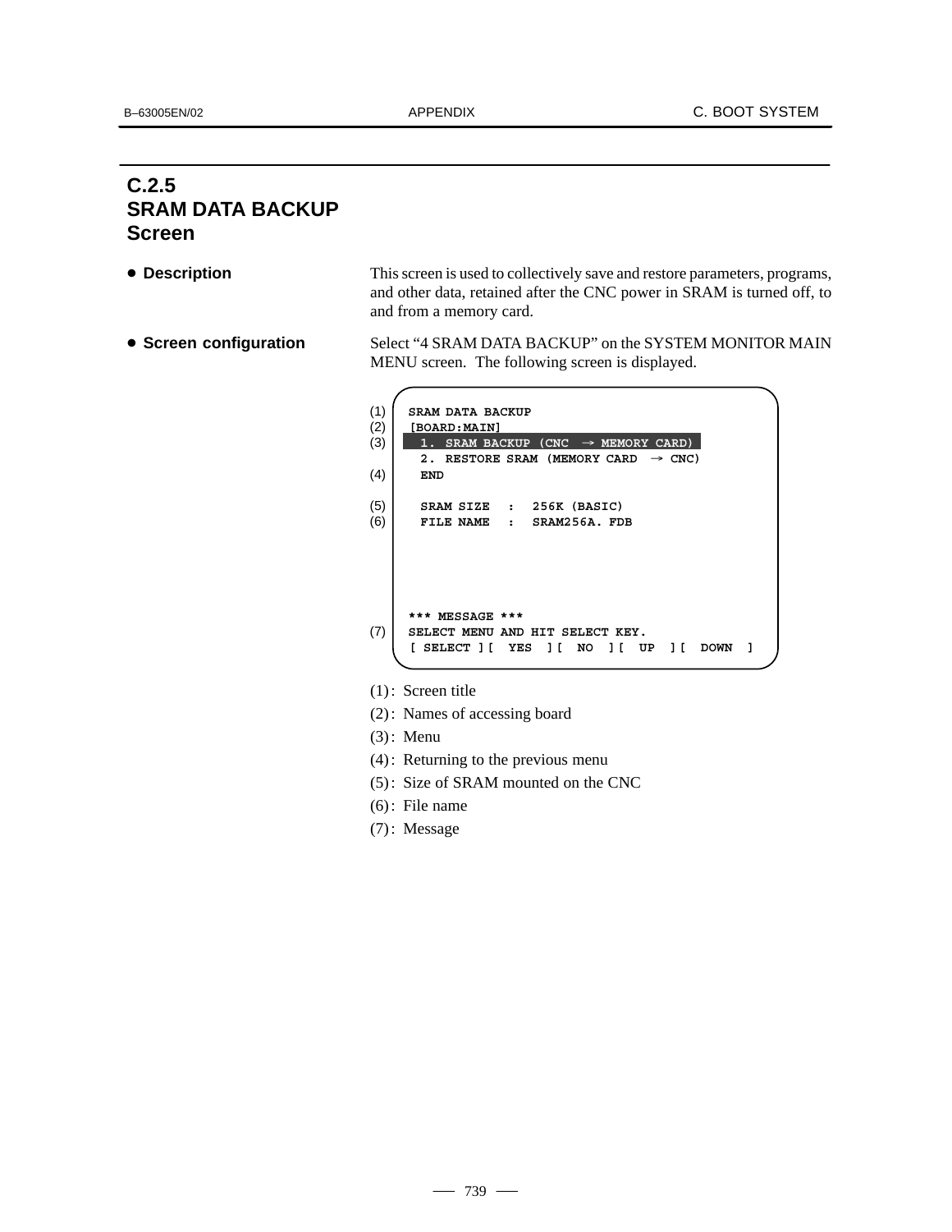## C.2.5 SRAM DATA BACKUP Screen

- **Description**

This screen is used to collectively save and restore parameters, programs, and other data, retained after the CNC power in SRAM is turned off, to and from a memory card.

- **Screen configuration**

Select “4 SRAM DATA BACKUP” on the SYSTEM MONITOR MAIN MENU screen. The following screen is displayed.

```
(1)   SRAM DATA BACKUP
(2)   [BOARD:MAIN]
(3)     1. SRAM BACKUP (CNC  → MEMORY CARD)
        2. RESTORE SRAM (MEMORY CARD  → CNC)
(4)     END

(5)     SRAM SIZE   :  256K (BASIC)
(6)     FILE NAME   :  SRAM256A. FDB





      *** MESSAGE ***
(7)   SELECT MENU AND HIT SELECT KEY.
      [ SELECT ][  YES  ][  NO  ][  UP  ][  DOWN  ]
```

(1) : Screen title

(2) : Names of accessing board

(3) : Menu

(4) : Returning to the previous menu

(5) : Size of SRAM mounted on the CNC

(6) : File name

(7) : Message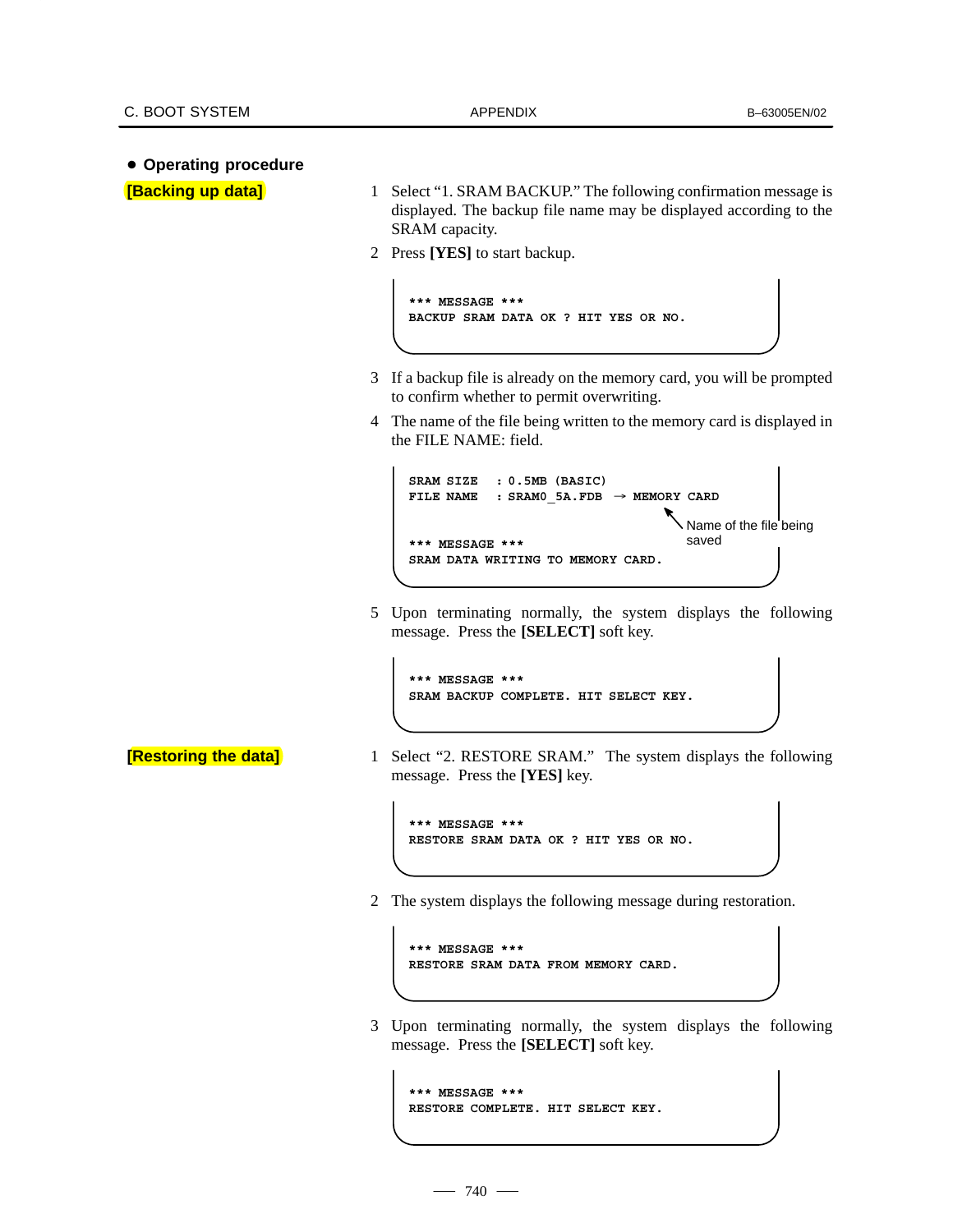- **Operating procedure**

**[Backing up data]**

1 Select "1. SRAM BACKUP." The following confirmation message is displayed. The backup file name may be displayed according to the SRAM capacity.

2 Press **[YES]** to start backup.

```
*** MESSAGE ***
BACKUP SRAM DATA OK ? HIT YES OR NO.
```

3 If a backup file is already on the memory card, you will be prompted to confirm whether to permit overwriting.

4 The name of the file being written to the memory card is displayed in the FILE NAME: field.

```
SRAM SIZE   : 0.5MB (BASIC)
FILE NAME   : SRAM0_5A.FDB  → MEMORY CARD

*** MESSAGE ***
SRAM DATA WRITING TO MEMORY CARD.
```

Name of the file being saved

5 Upon terminating normally, the system displays the following message. Press the **[SELECT]** soft key.

```
*** MESSAGE ***
SRAM BACKUP COMPLETE. HIT SELECT KEY.
```

**[Restoring the data]**

1 Select "2. RESTORE SRAM." The system displays the following message. Press the **[YES]** key.

```
*** MESSAGE ***
RESTORE SRAM DATA OK ? HIT YES OR NO.
```

2 The system displays the following message during restoration.

```
*** MESSAGE ***
RESTORE SRAM DATA FROM MEMORY CARD.
```

3 Upon terminating normally, the system displays the following message. Press the **[SELECT]** soft key.

```
*** MESSAGE ***
RESTORE COMPLETE. HIT SELECT KEY.
```